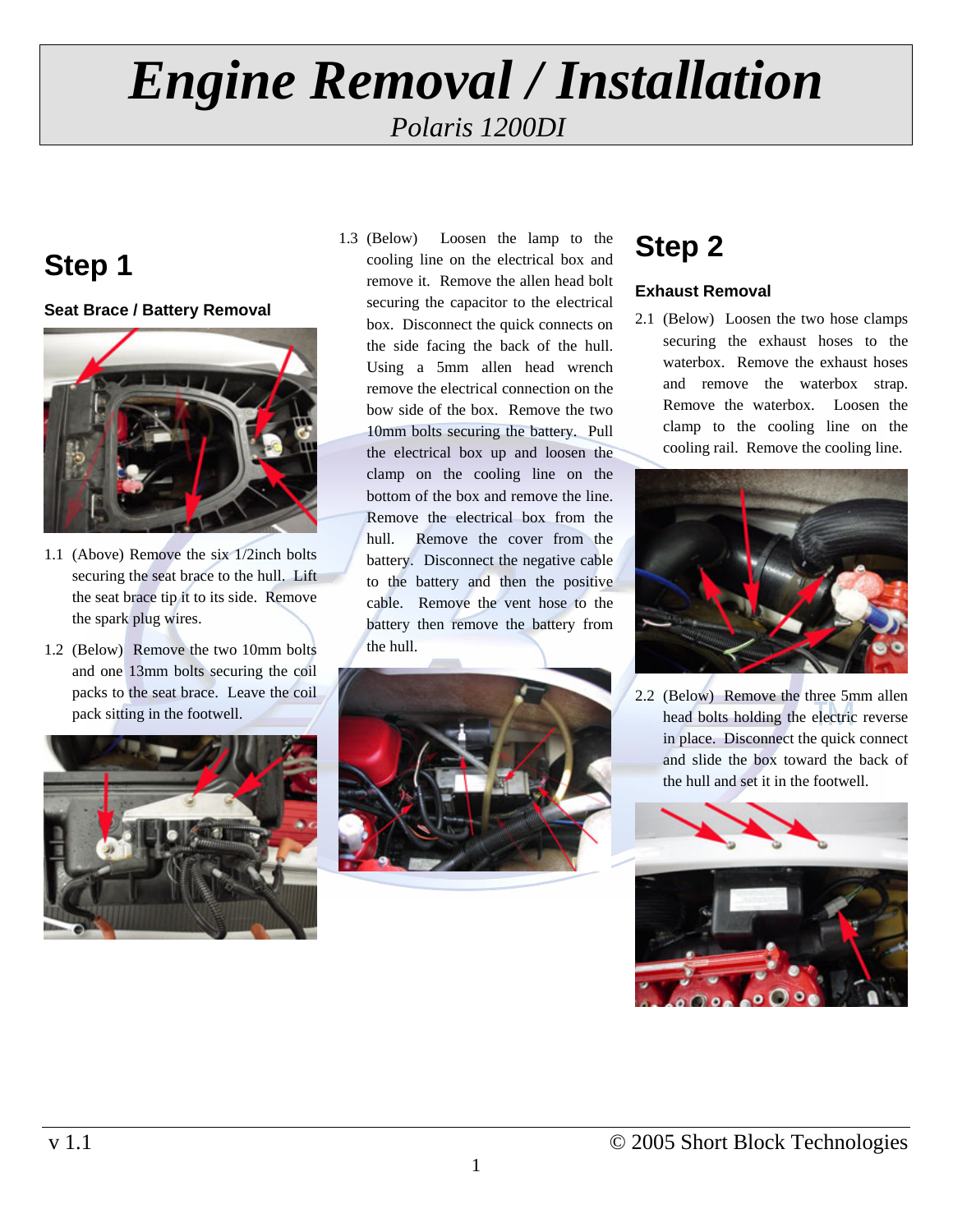# Engine Removal / Installation

*Polaris 1200DI*

## Step 1

### Seat Brace / Battery Removal

1.1 (Above) Remove the six 1/2inch bolts securing the seat brace to the hull. Lift the seat brace tip it to its side. Remove the spark plug wires.

1.2 (Below) Remove the two 10mm bolts and one 13mm bolts securing the coil packs to the seat brace. Leave the coil pack sitting in the footwell.

1.3 (Below) Loosen the lamp to the cooling line on the electrical box and remove it. Remove the allen head bolt securing the capacitor to the electrical box. Disconnect the quick connects on the side facing the back of the hull. Using a 5mm allen head wrench remove the electrical connection on the bow side of the box. Remove the two 10mm bolts securing the battery. Pull the electrical box up and loosen the clamp on the cooling line on the bottom of the box and remove the line. Remove the electrical box from the hull. Remove the cover from the battery. Disconnect the negative cable to the battery and then the positive cable. Remove the vent hose to the battery then remove the battery from the hull.

## Step 2

### Exhaust Removal

2.1 (Below) Loosen the two hose clamps securing the exhaust hoses to the waterbox. Remove the exhaust hoses and remove the waterbox strap. Remove the waterbox. Loosen the clamp to the cooling line on the cooling rail. Remove the cooling line.

2.2 (Below) Remove the three 5mm allen head bolts holding the electric reverse in place. Disconnect the quick connect and slide the box toward the back of the hull and set it in the footwell.

v 1.1 © 2005 Short Block Technologies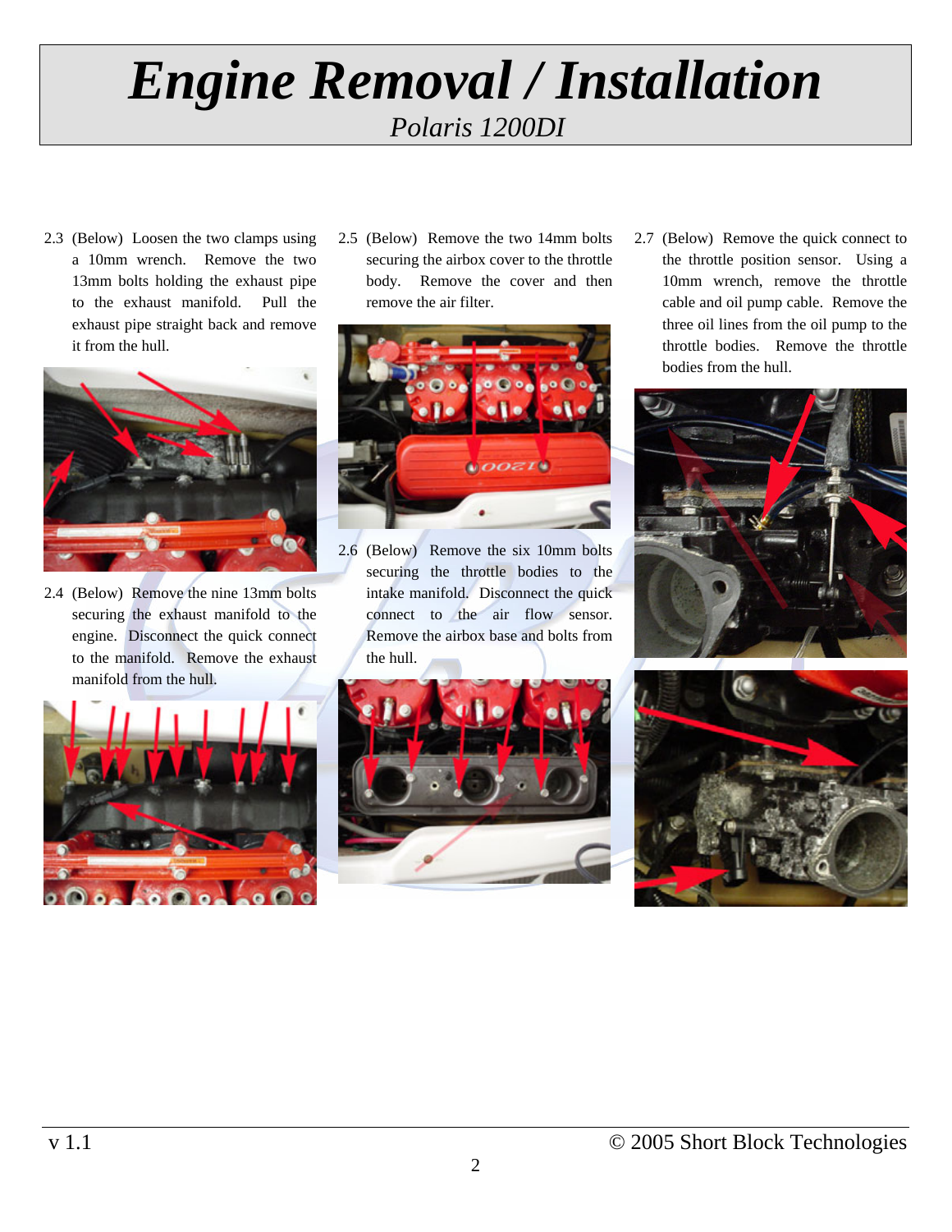# *Engine Removal / Installation*

*Polaris 1200DI*

2.3 (Below) Loosen the two clamps using a 10mm wrench. Remove the two 13mm bolts holding the exhaust pipe to the exhaust manifold. Pull the exhaust pipe straight back and remove it from the hull.

2.4 (Below) Remove the nine 13mm bolts securing the exhaust manifold to the engine. Disconnect the quick connect to the manifold. Remove the exhaust manifold from the hull.

2.5 (Below) Remove the two 14mm bolts securing the airbox cover to the throttle body. Remove the cover and then remove the air filter.

2.6 (Below) Remove the six 10mm bolts securing the throttle bodies to the intake manifold. Disconnect the quick connect to the air flow sensor. Remove the airbox base and bolts from the hull.

2.7 (Below) Remove the quick connect to the throttle position sensor. Using a 10mm wrench, remove the throttle cable and oil pump cable. Remove the three oil lines from the oil pump to the throttle bodies. Remove the throttle bodies from the hull.

v 1.1 © 2005 Short Block Technologies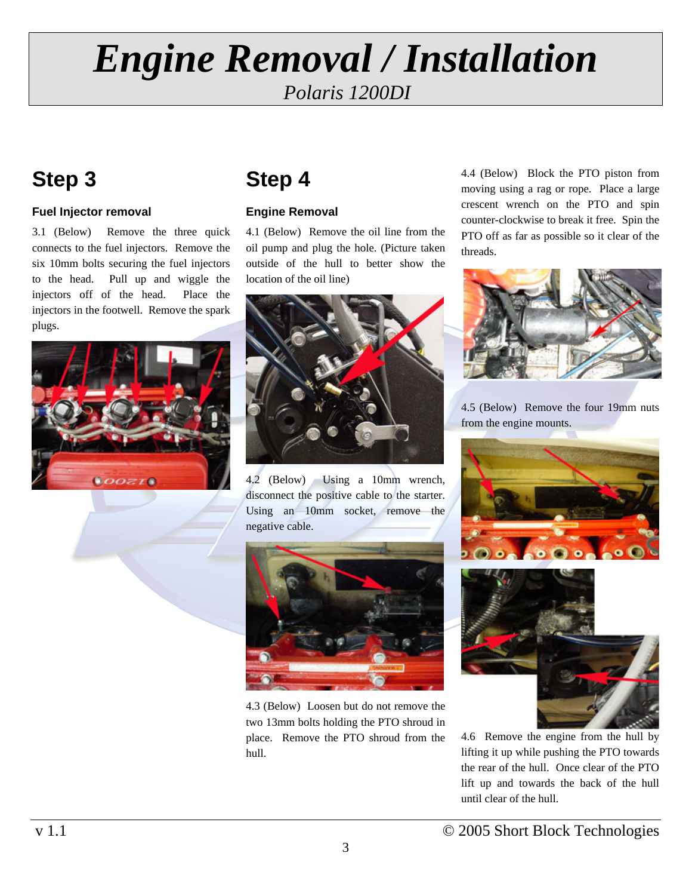# *Engine Removal / Installation*

*Polaris 1200DI*

## Step 3

### Fuel Injector removal

3.1 (Below) Remove the three quick connects to the fuel injectors. Remove the six 10mm bolts securing the fuel injectors to the head. Pull up and wiggle the injectors off of the head. Place the injectors in the footwell. Remove the spark plugs.

## Step 4

### Engine Removal

4.1 (Below) Remove the oil line from the oil pump and plug the hole. (Picture taken outside of the hull to better show the location of the oil line)

4.2 (Below) Using a 10mm wrench, disconnect the positive cable to the starter. Using an 10mm socket, remove the negative cable.

4.3 (Below) Loosen but do not remove the two 13mm bolts holding the PTO shroud in place. Remove the PTO shroud from the hull.

4.4 (Below) Block the PTO piston from moving using a rag or rope. Place a large crescent wrench on the PTO and spin counter-clockwise to break it free. Spin the PTO off as far as possible so it clear of the threads.

4.5 (Below) Remove the four 19mm nuts from the engine mounts.

4.6 Remove the engine from the hull by lifting it up while pushing the PTO towards the rear of the hull. Once clear of the PTO lift up and towards the back of the hull until clear of the hull.

v 1.1 © 2005 Short Block Technologies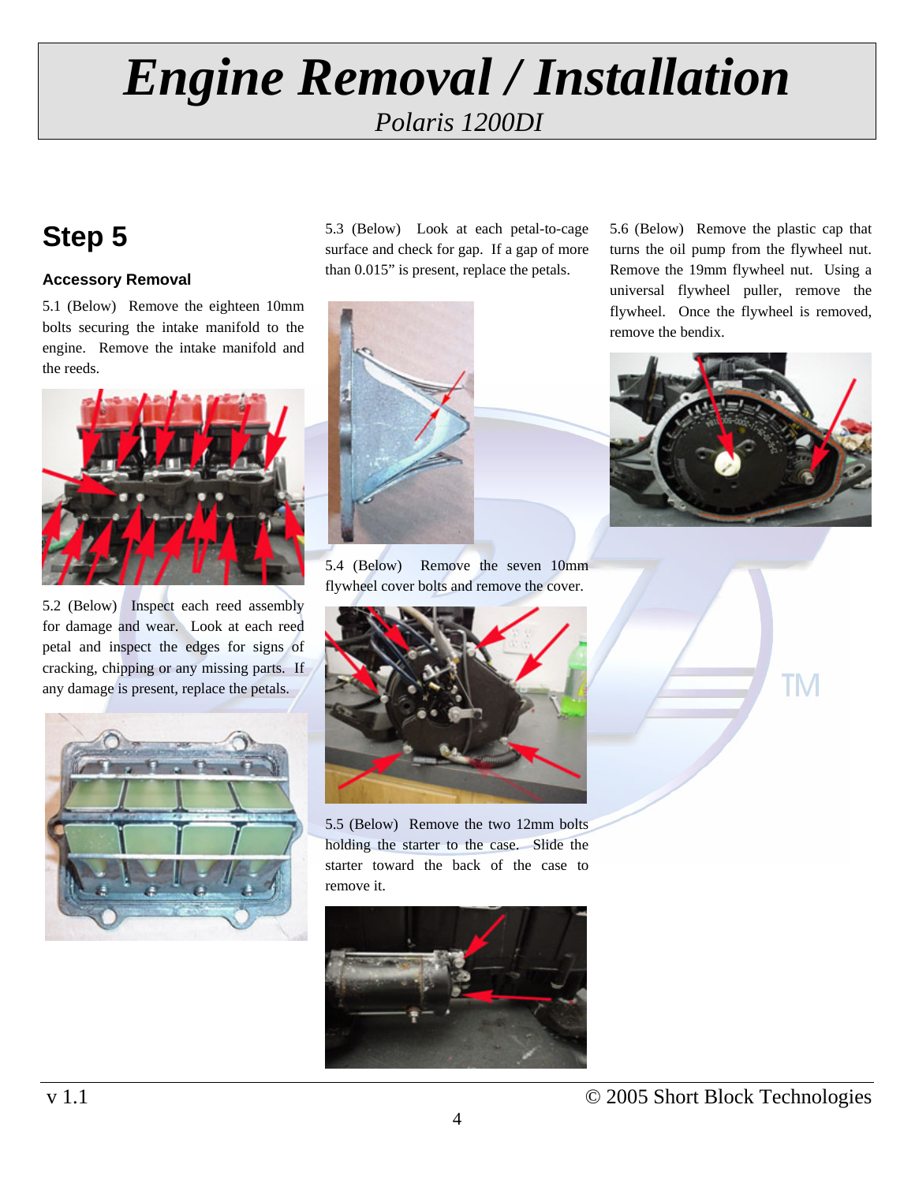# Engine Removal / Installation

*Polaris 1200DI*

## Step 5

### Accessory Removal

5.1 (Below) Remove the eighteen 10mm bolts securing the intake manifold to the engine. Remove the intake manifold and the reeds.

5.2 (Below) Inspect each reed assembly for damage and wear. Look at each reed petal and inspect the edges for signs of cracking, chipping or any missing parts. If any damage is present, replace the petals.

5.3 (Below) Look at each petal-to-cage surface and check for gap. If a gap of more than 0.015" is present, replace the petals.

5.4 (Below) Remove the seven 10mm flywheel cover bolts and remove the cover.

5.5 (Below) Remove the two 12mm bolts holding the starter to the case. Slide the starter toward the back of the case to remove it.

5.6 (Below) Remove the plastic cap that turns the oil pump from the flywheel nut. Remove the 19mm flywheel nut. Using a universal flywheel puller, remove the flywheel. Once the flywheel is removed, remove the bendix.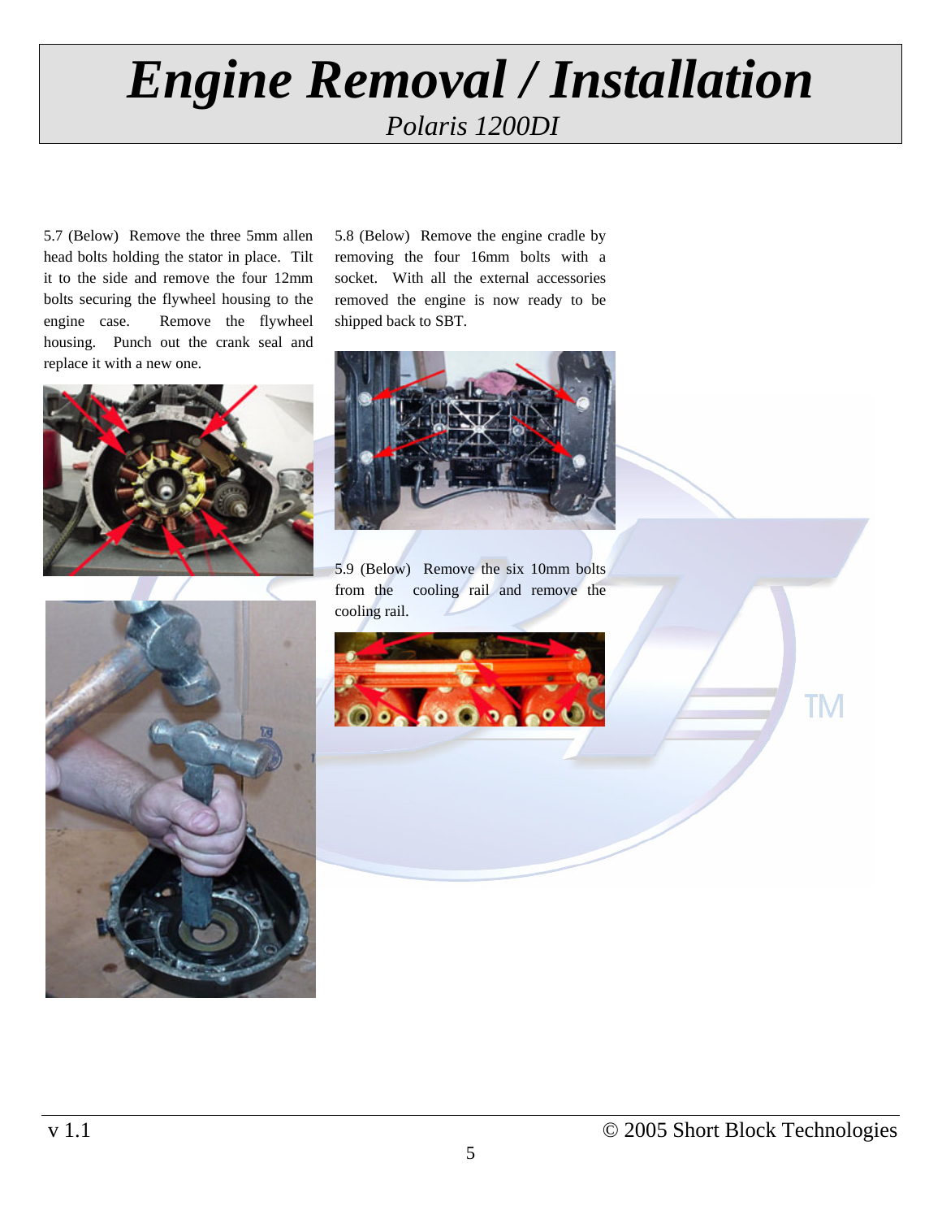# Engine Removal / Installation

*Polaris 1200DI*

5.7 (Below) Remove the three 5mm allen head bolts holding the stator in place. Tilt it to the side and remove the four 12mm bolts securing the flywheel housing to the engine case. Remove the flywheel housing. Punch out the crank seal and replace it with a new one.

5.8 (Below) Remove the engine cradle by removing the four 16mm bolts with a socket. With all the external accessories removed the engine is now ready to be shipped back to SBT.

5.9 (Below) Remove the six 10mm bolts from the cooling rail and remove the cooling rail.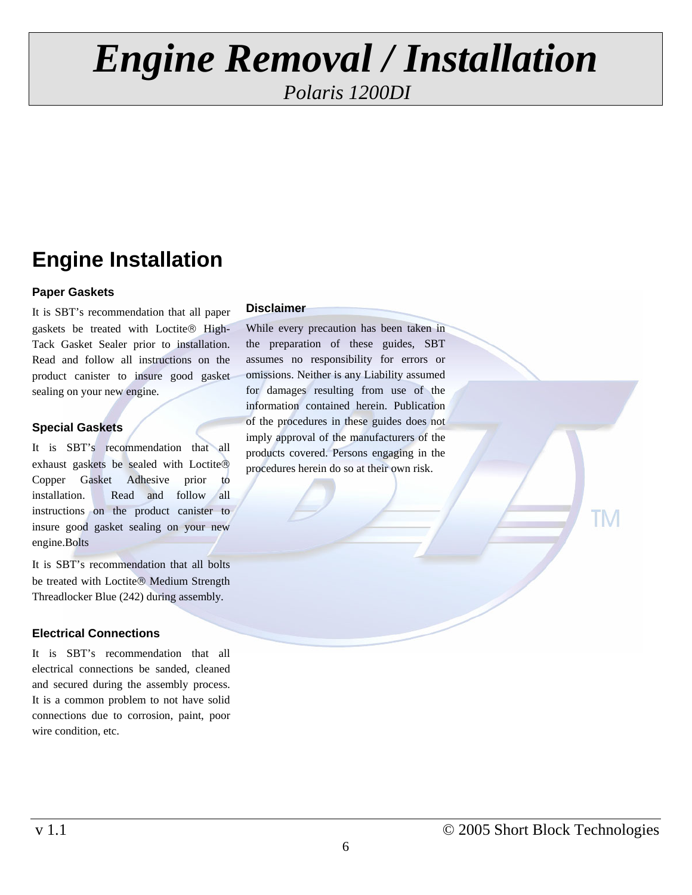# Engine Removal / Installation

*Polaris 1200DI*

## Engine Installation

### Paper Gaskets

It is SBT's recommendation that all paper gaskets be treated with Loctite® High-Tack Gasket Sealer prior to installation. Read and follow all instructions on the product canister to insure good gasket sealing on your new engine.

### Special Gaskets

It is SBT's recommendation that all exhaust gaskets be sealed with Loctite® Copper Gasket Adhesive prior to installation. Read and follow all instructions on the product canister to insure good gasket sealing on your new engine.Bolts

It is SBT's recommendation that all bolts be treated with Loctite® Medium Strength Threadlocker Blue (242) during assembly.

### Electrical Connections

It is SBT's recommendation that all electrical connections be sanded, cleaned and secured during the assembly process. It is a common problem to not have solid connections due to corrosion, paint, poor wire condition, etc.

### Disclaimer

While every precaution has been taken in the preparation of these guides, SBT assumes no responsibility for errors or omissions. Neither is any Liability assumed for damages resulting from use of the information contained herein. Publication of the procedures in these guides does not imply approval of the manufacturers of the products covered. Persons engaging in the procedures herein do so at their own risk.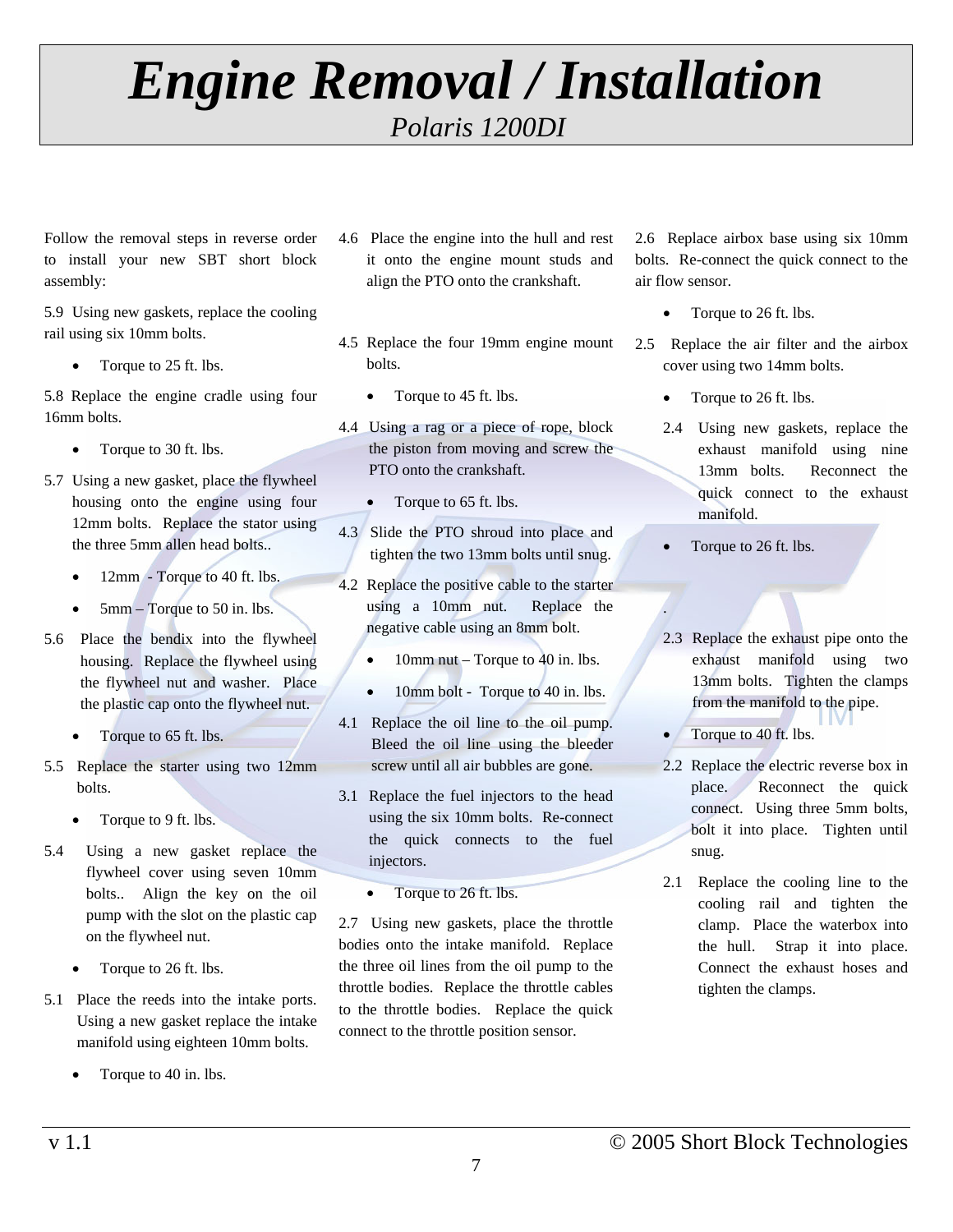# *Engine Removal / Installation*

*Polaris 1200DI*

Follow the removal steps in reverse order to install your new SBT short block assembly:

5.9 Using new gaskets, replace the cooling rail using six 10mm bolts.

- Torque to 25 ft. lbs.

5.8 Replace the engine cradle using four 16mm bolts.

- Torque to 30 ft. lbs.

5.7 Using a new gasket, place the flywheel housing onto the engine using four 12mm bolts. Replace the stator using the three 5mm allen head bolts..

- 12mm - Torque to 40 ft. lbs.
- 5mm – Torque to 50 in. lbs.

5.6 Place the bendix into the flywheel housing. Replace the flywheel using the flywheel nut and washer. Place the plastic cap onto the flywheel nut.

- Torque to 65 ft. lbs.

5.5 Replace the starter using two 12mm bolts.

- Torque to 9 ft. lbs.

5.4 Using a new gasket replace the flywheel cover using seven 10mm bolts.. Align the key on the oil pump with the slot on the plastic cap on the flywheel nut.

- Torque to 26 ft. lbs.

5.1 Place the reeds into the intake ports. Using a new gasket replace the intake manifold using eighteen 10mm bolts.

- Torque to 40 in. lbs.

4.6 Place the engine into the hull and rest it onto the engine mount studs and align the PTO onto the crankshaft.

4.5 Replace the four 19mm engine mount bolts.

- Torque to 45 ft. lbs.

4.4 Using a rag or a piece of rope, block the piston from moving and screw the PTO onto the crankshaft.

- Torque to 65 ft. lbs.

4.3 Slide the PTO shroud into place and tighten the two 13mm bolts until snug.

4.2 Replace the positive cable to the starter using a 10mm nut. Replace the negative cable using an 8mm bolt.

- 10mm nut – Torque to 40 in. lbs.
- 10mm bolt - Torque to 40 in. lbs.

4.1 Replace the oil line to the oil pump. Bleed the oil line using the bleeder screw until all air bubbles are gone.

3.1 Replace the fuel injectors to the head using the six 10mm bolts. Re-connect the quick connects to the fuel injectors.

- Torque to 26 ft. lbs.

2.7 Using new gaskets, place the throttle bodies onto the intake manifold. Replace the three oil lines from the oil pump to the throttle bodies. Replace the throttle cables to the throttle bodies. Replace the quick connect to the throttle position sensor.

2.6 Replace airbox base using six 10mm bolts. Re-connect the quick connect to the air flow sensor.

- Torque to 26 ft. lbs.

2.5 Replace the air filter and the airbox cover using two 14mm bolts.

- Torque to 26 ft. lbs.

2.4 Using new gaskets, replace the exhaust manifold using nine 13mm bolts. Reconnect the quick connect to the exhaust manifold.

- Torque to 26 ft. lbs.

2.3 Replace the exhaust pipe onto the exhaust manifold using two 13mm bolts. Tighten the clamps from the manifold to the pipe.

- Torque to 40 ft. lbs.

2.2 Replace the electric reverse box in place. Reconnect the quick connect. Using three 5mm bolts, bolt it into place. Tighten until snug.

2.1 Replace the cooling line to the cooling rail and tighten the clamp. Place the waterbox into the hull. Strap it into place. Connect the exhaust hoses and tighten the clamps.

v 1.1 © 2005 Short Block Technologies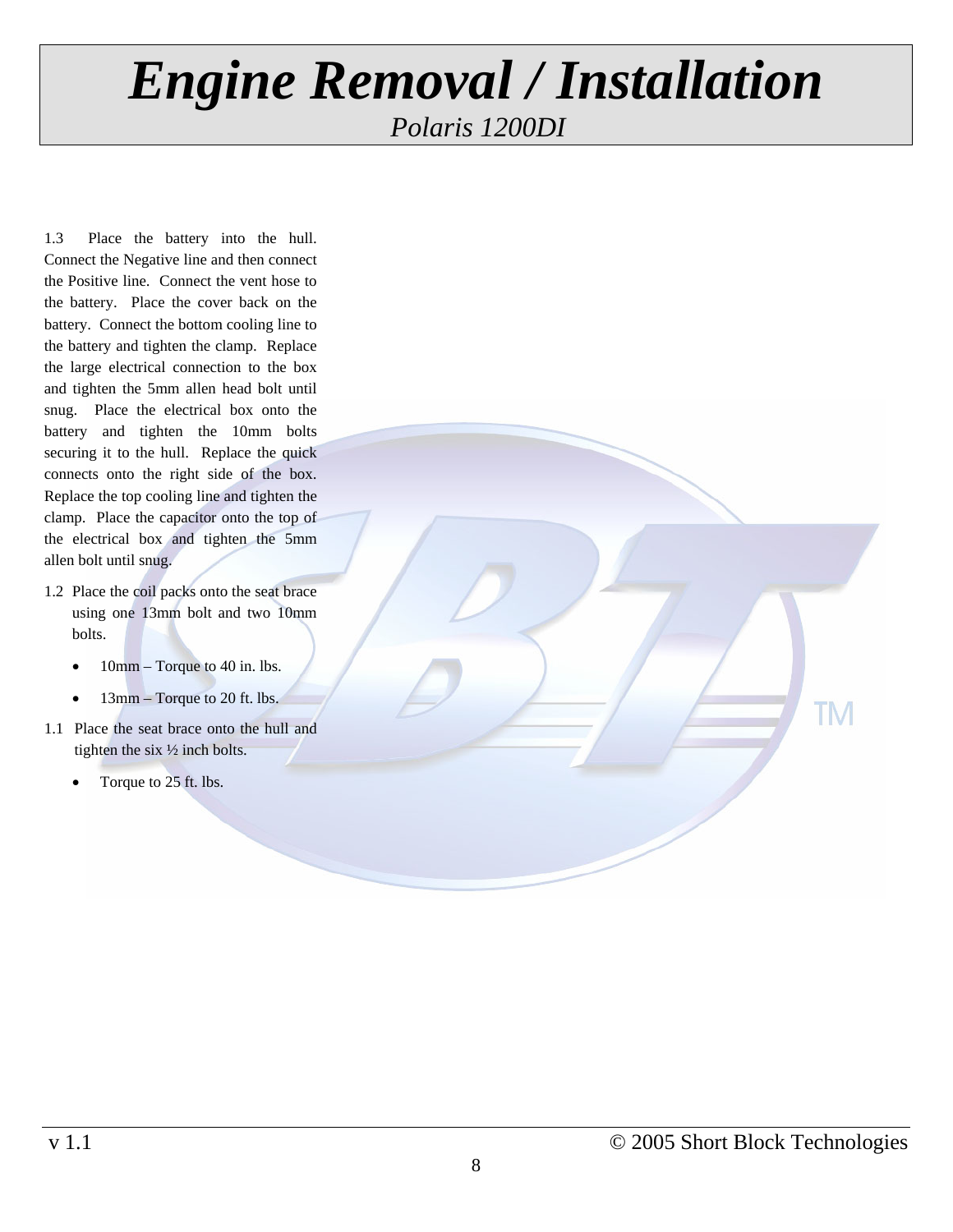# Engine Removal / Installation

*Polaris 1200DI*

1.3 Place the battery into the hull. Connect the Negative line and then connect the Positive line. Connect the vent hose to the battery. Place the cover back on the battery. Connect the bottom cooling line to the battery and tighten the clamp. Replace the large electrical connection to the box and tighten the 5mm allen head bolt until snug. Place the electrical box onto the battery and tighten the 10mm bolts securing it to the hull. Replace the quick connects onto the right side of the box. Replace the top cooling line and tighten the clamp. Place the capacitor onto the top of the electrical box and tighten the 5mm allen bolt until snug.

1.2 Place the coil packs onto the seat brace using one 13mm bolt and two 10mm bolts.

- 10mm – Torque to 40 in. lbs.
- 13mm – Torque to 20 ft. lbs.

1.1 Place the seat brace onto the hull and tighten the six ½ inch bolts.

- Torque to 25 ft. lbs.

v 1.1 © 2005 Short Block Technologies